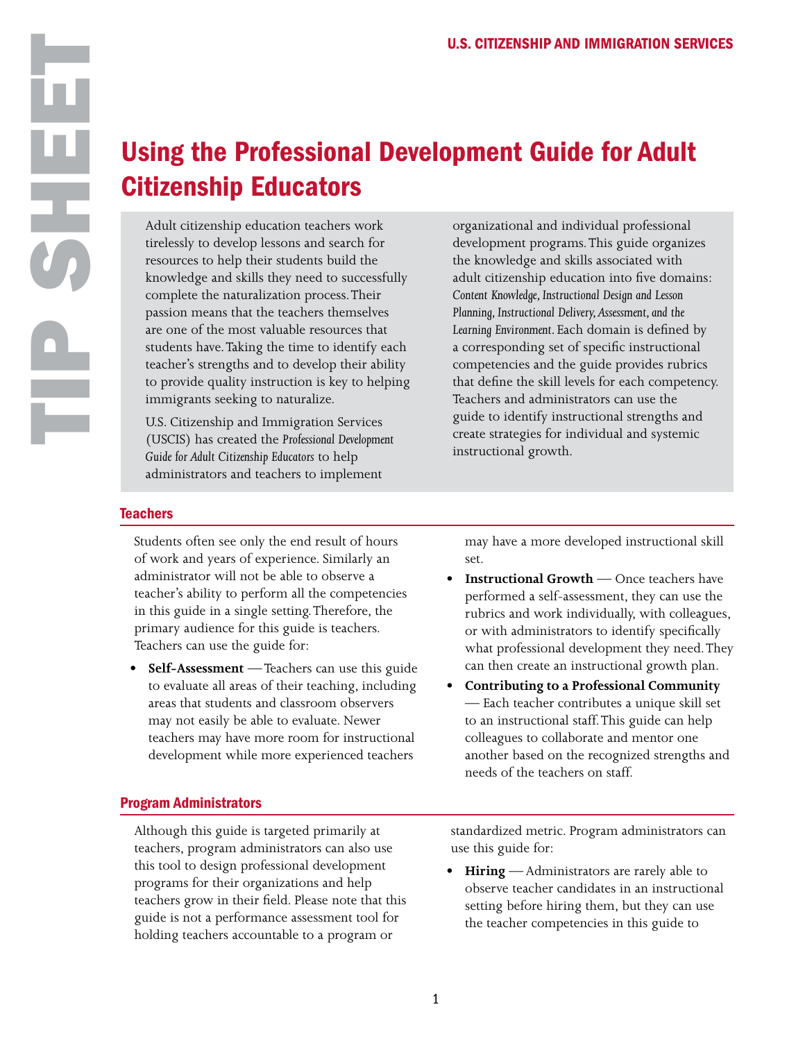# Using the Professional Development Guide for Adult Citizenship Educators

Adult citizenship education teachers work tirelessly to develop lessons and search for resources to help their students build the knowledge and skills they need to successfully complete the naturalization process. Their passion means that the teachers themselves are one of the most valuable resources that students have. Taking the time to identify each teacher's strengths and to develop their ability to provide quality instruction is key to helping immigrants seeking to naturalize.

U.S. Citizenship and Immigration Services (USCIS) has created the *Professional Development Guide for Adult Citizenship Educators* to help administrators and teachers to implement organizational and individual professional development programs. This guide organizes the knowledge and skills associated with adult citizenship education into five domains: *Content Knowledge, Instructional Design and Lesson Planning, Instructional Delivery, Assessment, and the Learning Environment*. Each domain is defined by a corresponding set of specific instructional competencies and the guide provides rubrics that define the skill levels for each competency. Teachers and administrators can use the guide to identify instructional strengths and create strategies for individual and systemic instructional growth.

## Teachers

Students often see only the end result of hours of work and years of experience. Similarly an administrator will not be able to observe a teacher's ability to perform all the competencies in this guide in a single setting. Therefore, the primary audience for this guide is teachers. Teachers can use the guide for:

- **Self-Assessment** — Teachers can use this guide to evaluate all areas of their teaching, including areas that students and classroom observers may not easily be able to evaluate. Newer teachers may have more room for instructional development while more experienced teachers may have a more developed instructional skill set.
- **Instructional Growth** — Once teachers have performed a self-assessment, they can use the rubrics and work individually, with colleagues, or with administrators to identify specifically what professional development they need. They can then create an instructional growth plan.
- **Contributing to a Professional Community** — Each teacher contributes a unique skill set to an instructional staff. This guide can help colleagues to collaborate and mentor one another based on the recognized strengths and needs of the teachers on staff.

## Program Administrators

Although this guide is targeted primarily at teachers, program administrators can also use this tool to design professional development programs for their organizations and help teachers grow in their field. Please note that this guide is not a performance assessment tool for holding teachers accountable to a program or standardized metric. Program administrators can use this guide for:

- **Hiring** — Administrators are rarely able to observe teacher candidates in an instructional setting before hiring them, but they can use the teacher competencies in this guide to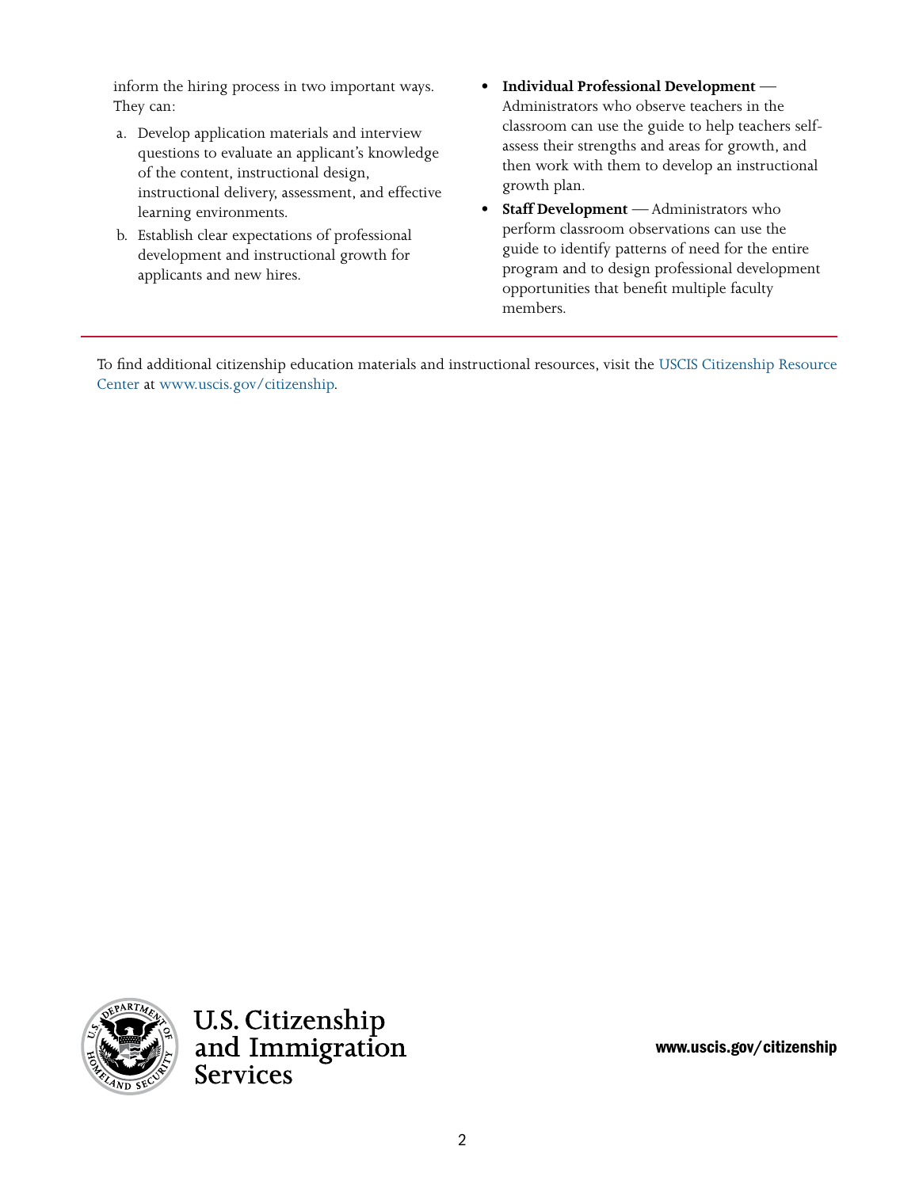inform the hiring process in two important ways. They can:

a. Develop application materials and interview questions to evaluate an applicant's knowledge of the content, instructional design, instructional delivery, assessment, and effective learning environments.

b. Establish clear expectations of professional development and instructional growth for applicants and new hires.

- **Individual Professional Development** — Administrators who observe teachers in the classroom can use the guide to help teachers self-assess their strengths and areas for growth, and then work with them to develop an instructional growth plan.
- **Staff Development** — Administrators who perform classroom observations can use the guide to identify patterns of need for the entire program and to design professional development opportunities that benefit multiple faculty members.

---

To find additional citizenship education materials and instructional resources, visit the USCIS Citizenship Resource Center at www.uscis.gov/citizenship.

U.S. Citizenship and Immigration Services

www.uscis.gov/citizenship